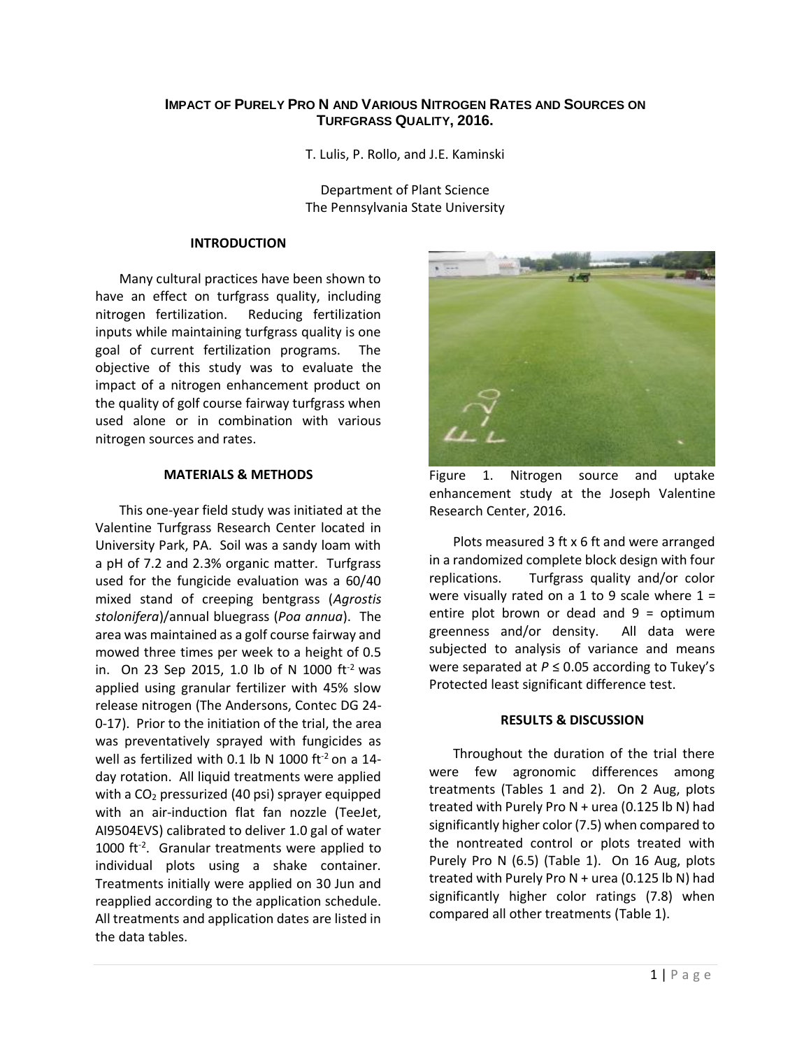# IMPACT OF PURELY PRO N AND VARIOUS NITROGEN RATES AND SOURCES ON TURFGRASS QUALITY, 2016.

T. Lulis, P. Rollo, and J.E. Kaminski

Department of Plant Science
The Pennsylvania State University

## INTRODUCTION

Many cultural practices have been shown to have an effect on turfgrass quality, including nitrogen fertilization. Reducing fertilization inputs while maintaining turfgrass quality is one goal of current fertilization programs. The objective of this study was to evaluate the impact of a nitrogen enhancement product on the quality of golf course fairway turfgrass when used alone or in combination with various nitrogen sources and rates.

## MATERIALS & METHODS

This one-year field study was initiated at the Valentine Turfgrass Research Center located in University Park, PA. Soil was a sandy loam with a pH of 7.2 and 2.3% organic matter. Turfgrass used for the fungicide evaluation was a 60/40 mixed stand of creeping bentgrass (*Agrostis stolonifera*)/annual bluegrass (*Poa annua*). The area was maintained as a golf course fairway and mowed three times per week to a height of 0.5 in. On 23 Sep 2015, 1.0 lb of N 1000 $ft^{-2}$ was applied using granular fertilizer with 45% slow release nitrogen (The Andersons, Contec DG 24-0-17). Prior to the initiation of the trial, the area was preventatively sprayed with fungicides as well as fertilized with 0.1 lb N 1000 $ft^{-2}$ on a 14-day rotation. All liquid treatments were applied with a $CO_2$ pressurized (40 psi) sprayer equipped with an air-induction flat fan nozzle (TeeJet, AI9504EVS) calibrated to deliver 1.0 gal of water 1000 $ft^{-2}$. Granular treatments were applied to individual plots using a shake container. Treatments initially were applied on 30 Jun and reapplied according to the application schedule. All treatments and application dates are listed in the data tables.

Figure 1. Nitrogen source and uptake enhancement study at the Joseph Valentine Research Center, 2016.

Plots measured 3 ft x 6 ft and were arranged in a randomized complete block design with four replications. Turfgrass quality and/or color were visually rated on a 1 to 9 scale where 1 = entire plot brown or dead and 9 = optimum greenness and/or density. All data were subjected to analysis of variance and means were separated at $P \leq 0.05$ according to Tukey's Protected least significant difference test.

## RESULTS & DISCUSSION

Throughout the duration of the trial there were few agronomic differences among treatments (Tables 1 and 2). On 2 Aug, plots treated with Purely Pro N + urea (0.125 lb N) had significantly higher color (7.5) when compared to the nontreated control or plots treated with Purely Pro N (6.5) (Table 1). On 16 Aug, plots treated with Purely Pro N + urea (0.125 lb N) had significantly higher color ratings (7.8) when compared all other treatments (Table 1).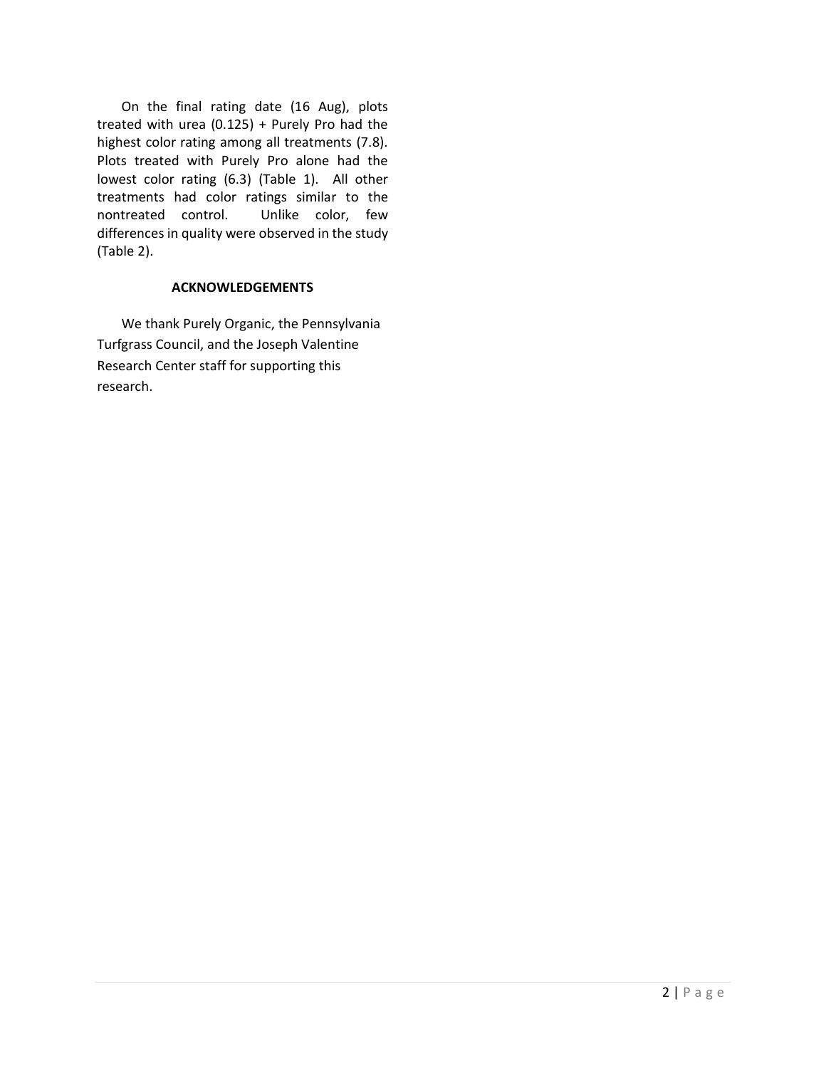On the final rating date (16 Aug), plots treated with urea (0.125) + Purely Pro had the highest color rating among all treatments (7.8). Plots treated with Purely Pro alone had the lowest color rating (6.3) (Table 1). All other treatments had color ratings similar to the nontreated control. Unlike color, few differences in quality were observed in the study (Table 2).

## ACKNOWLEDGEMENTS

We thank Purely Organic, the Pennsylvania Turfgrass Council, and the Joseph Valentine Research Center staff for supporting this research.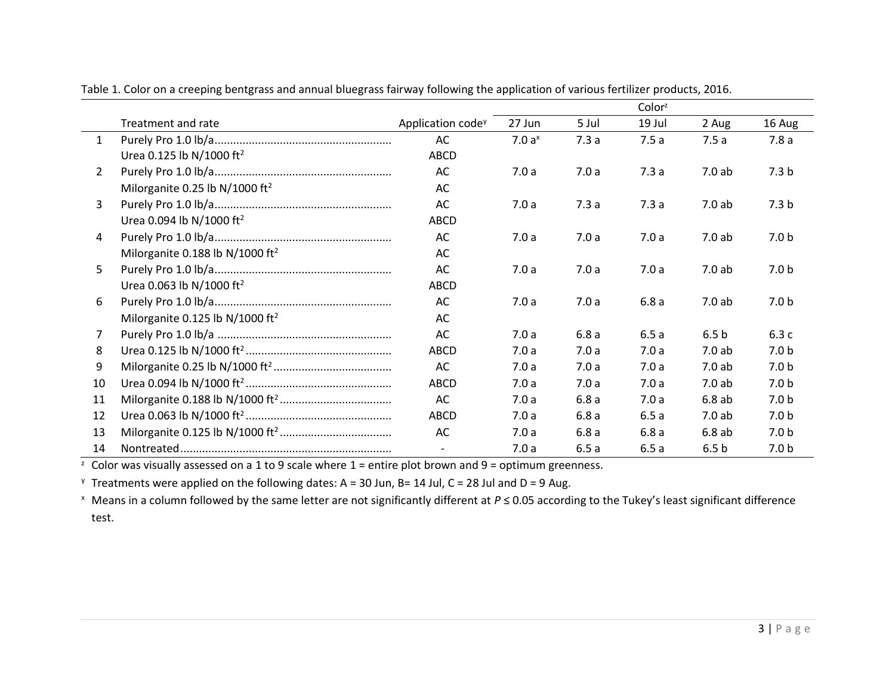Table 1. Color on a creeping bentgrass and annual bluegrass fairway following the application of various fertilizer products, 2016.

| | Treatment and rate | Application code[y] | Color[z] | | | | |
|---|---|---|---|---|---|---|---|
| | | | 27 Jun | 5 Jul | 19 Jul | 2 Aug | 16 Aug |
| 1 | Purely Pro 1.0 lb/a | AC | 7.0 a[x] | 7.3 a | 7.5 a | 7.5 a | 7.8 a |
| | Urea 0.125 lb N/1000 ft$^2$ | ABCD | | | | | |
| 2 | Purely Pro 1.0 lb/a | AC | 7.0 a | 7.0 a | 7.3 a | 7.0 ab | 7.3 b |
| | Milorganite 0.25 lb N/1000 ft$^2$ | AC | | | | | |
| 3 | Purely Pro 1.0 lb/a | AC | 7.0 a | 7.3 a | 7.3 a | 7.0 ab | 7.3 b |
| | Urea 0.094 lb N/1000 ft$^2$ | ABCD | | | | | |
| 4 | Purely Pro 1.0 lb/a | AC | 7.0 a | 7.0 a | 7.0 a | 7.0 ab | 7.0 b |
| | Milorganite 0.188 lb N/1000 ft$^2$ | AC | | | | | |
| 5 | Purely Pro 1.0 lb/a | AC | 7.0 a | 7.0 a | 7.0 a | 7.0 ab | 7.0 b |
| | Urea 0.063 lb N/1000 ft$^2$ | ABCD | | | | | |
| 6 | Purely Pro 1.0 lb/a | AC | 7.0 a | 7.0 a | 6.8 a | 7.0 ab | 7.0 b |
| | Milorganite 0.125 lb N/1000 ft$^2$ | AC | | | | | |
| 7 | Purely Pro 1.0 lb/a | AC | 7.0 a | 6.8 a | 6.5 a | 6.5 b | 6.3 c |
| 8 | Urea 0.125 lb N/1000 ft$^2$ | ABCD | 7.0 a | 7.0 a | 7.0 a | 7.0 ab | 7.0 b |
| 9 | Milorganite 0.25 lb N/1000 ft$^2$ | AC | 7.0 a | 7.0 a | 7.0 a | 7.0 ab | 7.0 b |
| 10 | Urea 0.094 lb N/1000 ft$^2$ | ABCD | 7.0 a | 7.0 a | 7.0 a | 7.0 ab | 7.0 b |
| 11 | Milorganite 0.188 lb N/1000 ft$^2$ | AC | 7.0 a | 6.8 a | 7.0 a | 6.8 ab | 7.0 b |
| 12 | Urea 0.063 lb N/1000 ft$^2$ | ABCD | 7.0 a | 6.8 a | 6.5 a | 7.0 ab | 7.0 b |
| 13 | Milorganite 0.125 lb N/1000 ft$^2$ | AC | 7.0 a | 6.8 a | 6.8 a | 6.8 ab | 7.0 b |
| 14 | Nontreated | - | 7.0 a | 6.5 a | 6.5 a | 6.5 b | 7.0 b |

[z] Color was visually assessed on a 1 to 9 scale where 1 = entire plot brown and 9 = optimum greenness.

[y] Treatments were applied on the following dates: A = 30 Jun, B= 14 Jul, C = 28 Jul and D = 9 Aug.

[x] Means in a column followed by the same letter are not significantly different at $P \leq 0.05$ according to the Tukey's least significant difference test.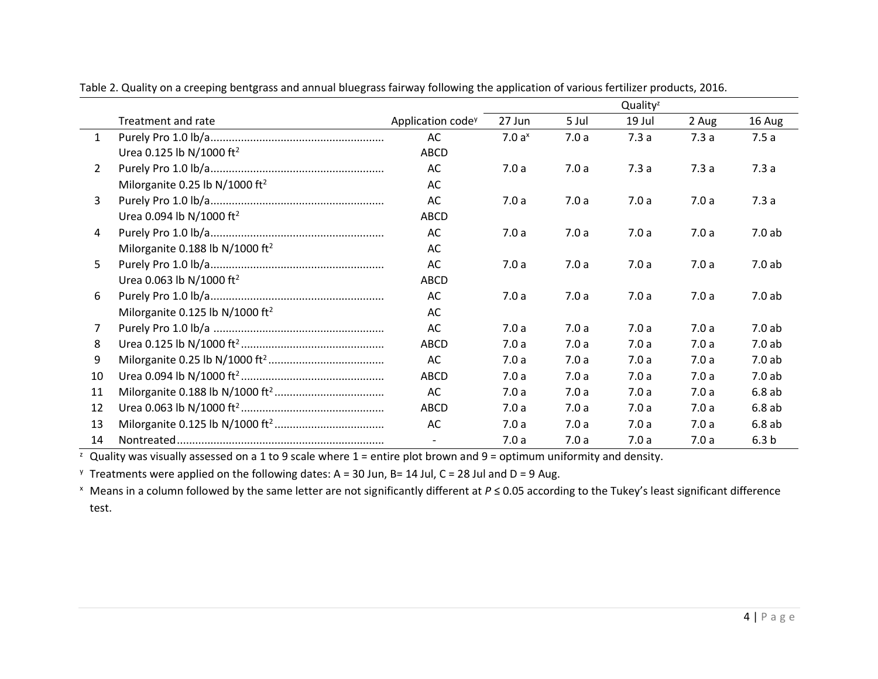Table 2. Quality on a creeping bentgrass and annual bluegrass fairway following the application of various fertilizer products, 2016.

| | | | Quality[z] | | | | |
|---|---|---|---|---|---|---|---|
| | Treatment and rate | Application code[y] | 27 Jun | 5 Jul | 19 Jul | 2 Aug | 16 Aug |
| 1 | Purely Pro 1.0 lb/a | AC | 7.0 a[x] | 7.0 a | 7.3 a | 7.3 a | 7.5 a |
| | Urea 0.125 lb N/1000 ft$^2$ | ABCD | | | | | |
| 2 | Purely Pro 1.0 lb/a | AC | 7.0 a | 7.0 a | 7.3 a | 7.3 a | 7.3 a |
| | Milorganite 0.25 lb N/1000 ft$^2$ | AC | | | | | |
| 3 | Purely Pro 1.0 lb/a | AC | 7.0 a | 7.0 a | 7.0 a | 7.0 a | 7.3 a |
| | Urea 0.094 lb N/1000 ft$^2$ | ABCD | | | | | |
| 4 | Purely Pro 1.0 lb/a | AC | 7.0 a | 7.0 a | 7.0 a | 7.0 a | 7.0 ab |
| | Milorganite 0.188 lb N/1000 ft$^2$ | AC | | | | | |
| 5 | Purely Pro 1.0 lb/a | AC | 7.0 a | 7.0 a | 7.0 a | 7.0 a | 7.0 ab |
| | Urea 0.063 lb N/1000 ft$^2$ | ABCD | | | | | |
| 6 | Purely Pro 1.0 lb/a | AC | 7.0 a | 7.0 a | 7.0 a | 7.0 a | 7.0 ab |
| | Milorganite 0.125 lb N/1000 ft$^2$ | AC | | | | | |
| 7 | Purely Pro 1.0 lb/a | AC | 7.0 a | 7.0 a | 7.0 a | 7.0 a | 7.0 ab |
| 8 | Urea 0.125 lb N/1000 ft$^2$ | ABCD | 7.0 a | 7.0 a | 7.0 a | 7.0 a | 7.0 ab |
| 9 | Milorganite 0.25 lb N/1000 ft$^2$ | AC | 7.0 a | 7.0 a | 7.0 a | 7.0 a | 7.0 ab |
| 10 | Urea 0.094 lb N/1000 ft$^2$ | ABCD | 7.0 a | 7.0 a | 7.0 a | 7.0 a | 7.0 ab |
| 11 | Milorganite 0.188 lb N/1000 ft$^2$ | AC | 7.0 a | 7.0 a | 7.0 a | 7.0 a | 6.8 ab |
| 12 | Urea 0.063 lb N/1000 ft$^2$ | ABCD | 7.0 a | 7.0 a | 7.0 a | 7.0 a | 6.8 ab |
| 13 | Milorganite 0.125 lb N/1000 ft$^2$ | AC | 7.0 a | 7.0 a | 7.0 a | 7.0 a | 6.8 ab |
| 14 | Nontreated | - | 7.0 a | 7.0 a | 7.0 a | 7.0 a | 6.3 b |

[z] Quality was visually assessed on a 1 to 9 scale where 1 = entire plot brown and 9 = optimum uniformity and density.

[y] Treatments were applied on the following dates: A = 30 Jun, B= 14 Jul, C = 28 Jul and D = 9 Aug.

[x] Means in a column followed by the same letter are not significantly different at $P \leq 0.05$ according to the Tukey's least significant difference test.